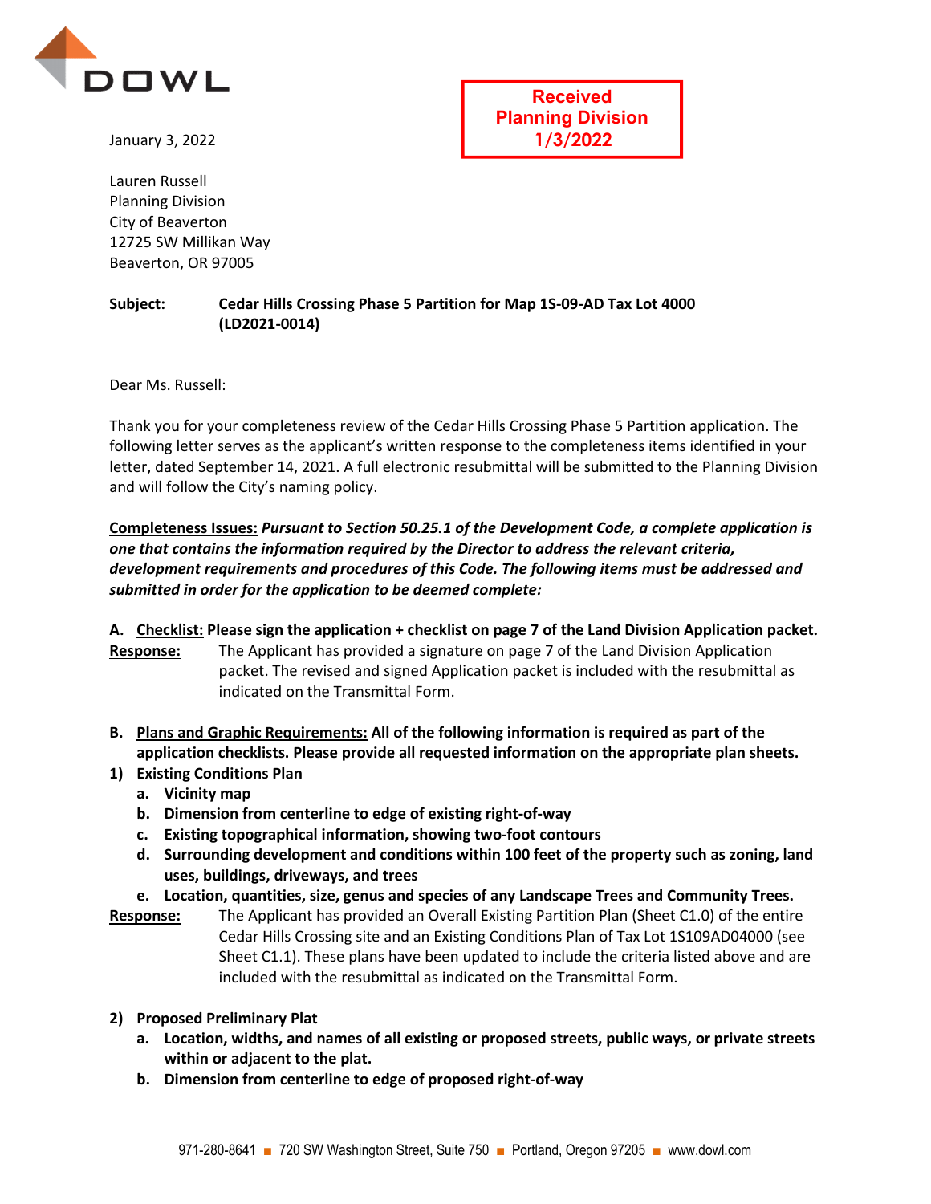DOWL

**Received**
**Planning Division**
**1/3/2022**

January 3, 2022

Lauren Russell
Planning Division
City of Beaverton
12725 SW Millikan Way
Beaverton, OR 97005

**Subject:** **Cedar Hills Crossing Phase 5 Partition for Map 1S-09-AD Tax Lot 4000 (LD2021-0014)**

Dear Ms. Russell:

Thank you for your completeness review of the Cedar Hills Crossing Phase 5 Partition application. The following letter serves as the applicant's written response to the completeness items identified in your letter, dated September 14, 2021. A full electronic resubmittal will be submitted to the Planning Division and will follow the City's naming policy.

**Completeness Issues:** ***Pursuant to Section 50.25.1 of the Development Code, a complete application is one that contains the information required by the Director to address the relevant criteria, development requirements and procedures of this Code. The following items must be addressed and submitted in order for the application to be deemed complete:***

**A. Checklist: Please sign the application + checklist on page 7 of the Land Division Application packet.**

**Response:** The Applicant has provided a signature on page 7 of the Land Division Application packet. The revised and signed Application packet is included with the resubmittal as indicated on the Transmittal Form.

**B. Plans and Graphic Requirements: All of the following information is required as part of the application checklists. Please provide all requested information on the appropriate plan sheets.**

**1) Existing Conditions Plan**

   **a. Vicinity map**

   **b. Dimension from centerline to edge of existing right-of-way**

   **c. Existing topographical information, showing two-foot contours**

   **d. Surrounding development and conditions within 100 feet of the property such as zoning, land uses, buildings, driveways, and trees**

   **e. Location, quantities, size, genus and species of any Landscape Trees and Community Trees.**

**Response:** The Applicant has provided an Overall Existing Partition Plan (Sheet C1.0) of the entire Cedar Hills Crossing site and an Existing Conditions Plan of Tax Lot 1S109AD04000 (see Sheet C1.1). These plans have been updated to include the criteria listed above and are included with the resubmittal as indicated on the Transmittal Form.

**2) Proposed Preliminary Plat**

   **a. Location, widths, and names of all existing or proposed streets, public ways, or private streets within or adjacent to the plat.**

   **b. Dimension from centerline to edge of proposed right-of-way**

971-280-8641 ■ 720 SW Washington Street, Suite 750 ■ Portland, Oregon 97205 ■ www.dowl.com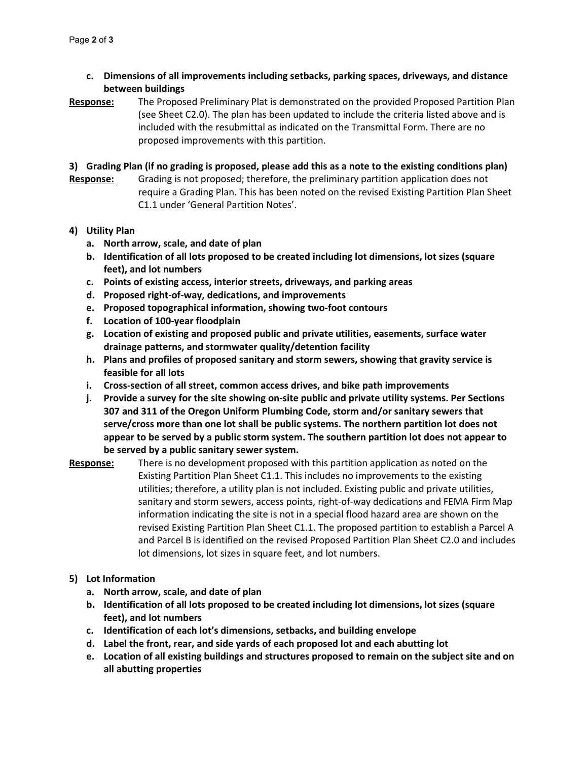- **c. Dimensions of all improvements including setbacks, parking spaces, driveways, and distance between buildings**

**Response:** The Proposed Preliminary Plat is demonstrated on the provided Proposed Partition Plan (see Sheet C2.0). The plan has been updated to include the criteria listed above and is included with the resubmittal as indicated on the Transmittal Form. There are no proposed improvements with this partition.

**3) Grading Plan (if no grading is proposed, please add this as a note to the existing conditions plan)**

**Response:** Grading is not proposed; therefore, the preliminary partition application does not require a Grading Plan. This has been noted on the revised Existing Partition Plan Sheet C1.1 under 'General Partition Notes'.

**4) Utility Plan**

- **a. North arrow, scale, and date of plan**
- **b. Identification of all lots proposed to be created including lot dimensions, lot sizes (square feet), and lot numbers**
- **c. Points of existing access, interior streets, driveways, and parking areas**
- **d. Proposed right-of-way, dedications, and improvements**
- **e. Proposed topographical information, showing two-foot contours**
- **f. Location of 100-year floodplain**
- **g. Location of existing and proposed public and private utilities, easements, surface water drainage patterns, and stormwater quality/detention facility**
- **h. Plans and profiles of proposed sanitary and storm sewers, showing that gravity service is feasible for all lots**
- **i. Cross-section of all street, common access drives, and bike path improvements**
- **j. Provide a survey for the site showing on-site public and private utility systems. Per Sections 307 and 311 of the Oregon Uniform Plumbing Code, storm and/or sanitary sewers that serve/cross more than one lot shall be public systems. The northern partition lot does not appear to be served by a public storm system. The southern partition lot does not appear to be served by a public sanitary sewer system.**

**Response:** There is no development proposed with this partition application as noted on the Existing Partition Plan Sheet C1.1. This includes no improvements to the existing utilities; therefore, a utility plan is not included. Existing public and private utilities, sanitary and storm sewers, access points, right-of-way dedications and FEMA Firm Map information indicating the site is not in a special flood hazard area are shown on the revised Existing Partition Plan Sheet C1.1. The proposed partition to establish a Parcel A and Parcel B is identified on the revised Proposed Partition Plan Sheet C2.0 and includes lot dimensions, lot sizes in square feet, and lot numbers.

**5) Lot Information**

- **a. North arrow, scale, and date of plan**
- **b. Identification of all lots proposed to be created including lot dimensions, lot sizes (square feet), and lot numbers**
- **c. Identification of each lot's dimensions, setbacks, and building envelope**
- **d. Label the front, rear, and side yards of each proposed lot and each abutting lot**
- **e. Location of all existing buildings and structures proposed to remain on the subject site and on all abutting properties**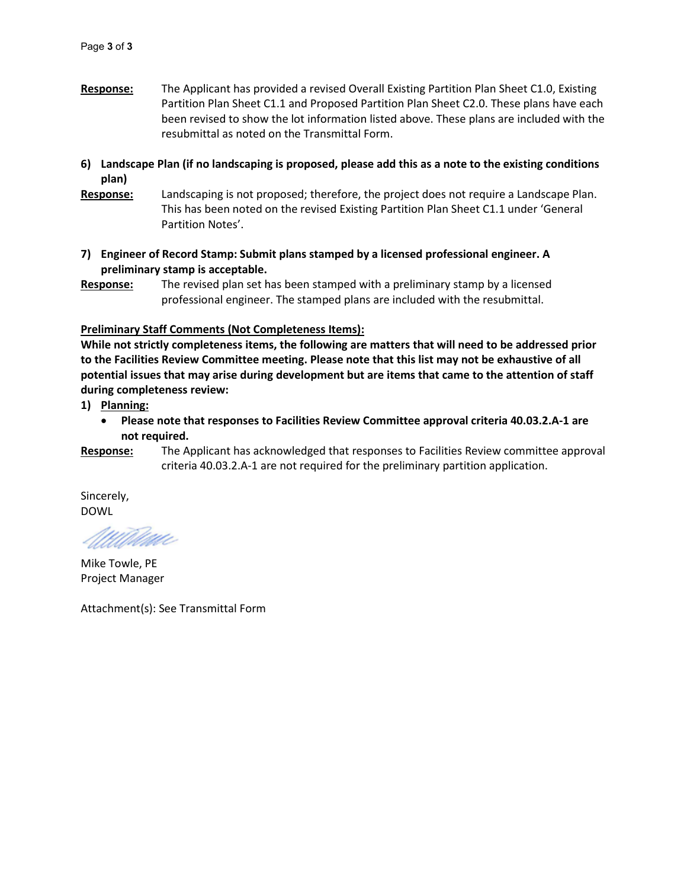**Response:** The Applicant has provided a revised Overall Existing Partition Plan Sheet C1.0, Existing Partition Plan Sheet C1.1 and Proposed Partition Plan Sheet C2.0. These plans have each been revised to show the lot information listed above. These plans are included with the resubmittal as noted on the Transmittal Form.

**6) Landscape Plan (if no landscaping is proposed, please add this as a note to the existing conditions plan)**

**Response:** Landscaping is not proposed; therefore, the project does not require a Landscape Plan. This has been noted on the revised Existing Partition Plan Sheet C1.1 under 'General Partition Notes'.

**7) Engineer of Record Stamp: Submit plans stamped by a licensed professional engineer. A preliminary stamp is acceptable.**

**Response:** The revised plan set has been stamped with a preliminary stamp by a licensed professional engineer. The stamped plans are included with the resubmittal.

**Preliminary Staff Comments (Not Completeness Items):**

**While not strictly completeness items, the following are matters that will need to be addressed prior to the Facilities Review Committee meeting. Please note that this list may not be exhaustive of all potential issues that may arise during development but are items that came to the attention of staff during completeness review:**

**1) Planning:**

- **Please note that responses to Facilities Review Committee approval criteria 40.03.2.A-1 are not required.**

**Response:** The Applicant has acknowledged that responses to Facilities Review committee approval criteria 40.03.2.A-1 are not required for the preliminary partition application.

Sincerely,
DOWL

Mike Towle, PE
Project Manager

Attachment(s): See Transmittal Form